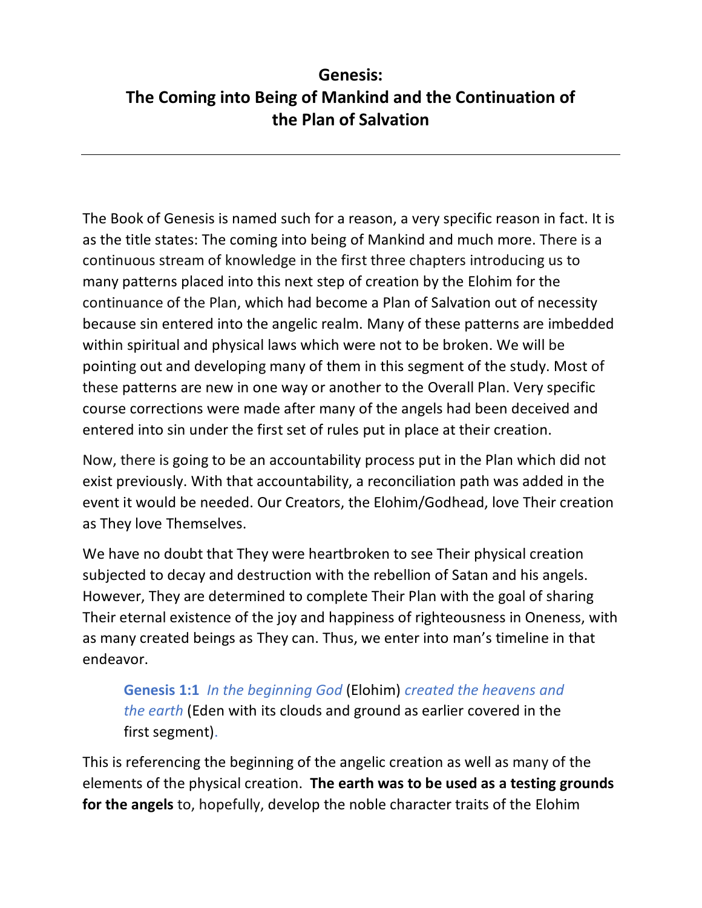# Genesis:
# The Coming into Being of Mankind and the Continuation of the Plan of Salvation

---

The Book of Genesis is named such for a reason, a very specific reason in fact. It is as the title states: The coming into being of Mankind and much more. There is a continuous stream of knowledge in the first three chapters introducing us to many patterns placed into this next step of creation by the Elohim for the continuance of the Plan, which had become a Plan of Salvation out of necessity because sin entered into the angelic realm. Many of these patterns are imbedded within spiritual and physical laws which were not to be broken. We will be pointing out and developing many of them in this segment of the study. Most of these patterns are new in one way or another to the Overall Plan. Very specific course corrections were made after many of the angels had been deceived and entered into sin under the first set of rules put in place at their creation.

Now, there is going to be an accountability process put in the Plan which did not exist previously. With that accountability, a reconciliation path was added in the event it would be needed. Our Creators, the Elohim/Godhead, love Their creation as They love Themselves.

We have no doubt that They were heartbroken to see Their physical creation subjected to decay and destruction with the rebellion of Satan and his angels. However, They are determined to complete Their Plan with the goal of sharing Their eternal existence of the joy and happiness of righteousness in Oneness, with as many created beings as They can. Thus, we enter into man's timeline in that endeavor.

> **Genesis 1:1** *In the beginning God* (Elohim) *created the heavens and the earth* (Eden with its clouds and ground as earlier covered in the first segment).

This is referencing the beginning of the angelic creation as well as many of the elements of the physical creation. **The earth was to be used as a testing grounds for the angels** to, hopefully, develop the noble character traits of the Elohim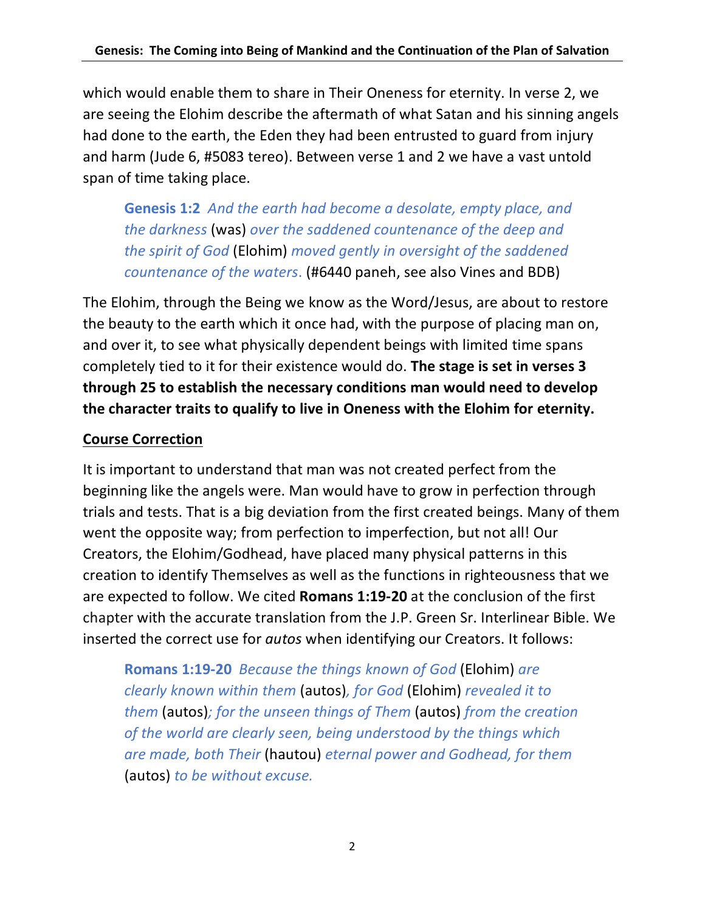which would enable them to share in Their Oneness for eternity. In verse 2, we are seeing the Elohim describe the aftermath of what Satan and his sinning angels had done to the earth, the Eden they had been entrusted to guard from injury and harm (Jude 6, #5083 tereo). Between verse 1 and 2 we have a vast untold span of time taking place.

> **Genesis 1:2** *And the earth had become a desolate, empty place, and the darkness* (was) *over the saddened countenance of the deep and the spirit of God* (Elohim) *moved gently in oversight of the saddened countenance of the waters.* (#6440 paneh, see also Vines and BDB)

The Elohim, through the Being we know as the Word/Jesus, are about to restore the beauty to the earth which it once had, with the purpose of placing man on, and over it, to see what physically dependent beings with limited time spans completely tied to it for their existence would do. **The stage is set in verses 3 through 25 to establish the necessary conditions man would need to develop the character traits to qualify to live in Oneness with the Elohim for eternity.**

## Course Correction

It is important to understand that man was not created perfect from the beginning like the angels were. Man would have to grow in perfection through trials and tests. That is a big deviation from the first created beings. Many of them went the opposite way; from perfection to imperfection, but not all! Our Creators, the Elohim/Godhead, have placed many physical patterns in this creation to identify Themselves as well as the functions in righteousness that we are expected to follow. We cited **Romans 1:19-20** at the conclusion of the first chapter with the accurate translation from the J.P. Green Sr. Interlinear Bible. We inserted the correct use for *autos* when identifying our Creators. It follows:

> **Romans 1:19-20** *Because the things known of God* (Elohim) *are clearly known within them* (autos)*, for God* (Elohim) *revealed it to them* (autos)*; for the unseen things of Them* (autos) *from the creation of the world are clearly seen, being understood by the things which are made, both Their* (hautou) *eternal power and Godhead, for them* (autos) *to be without excuse.*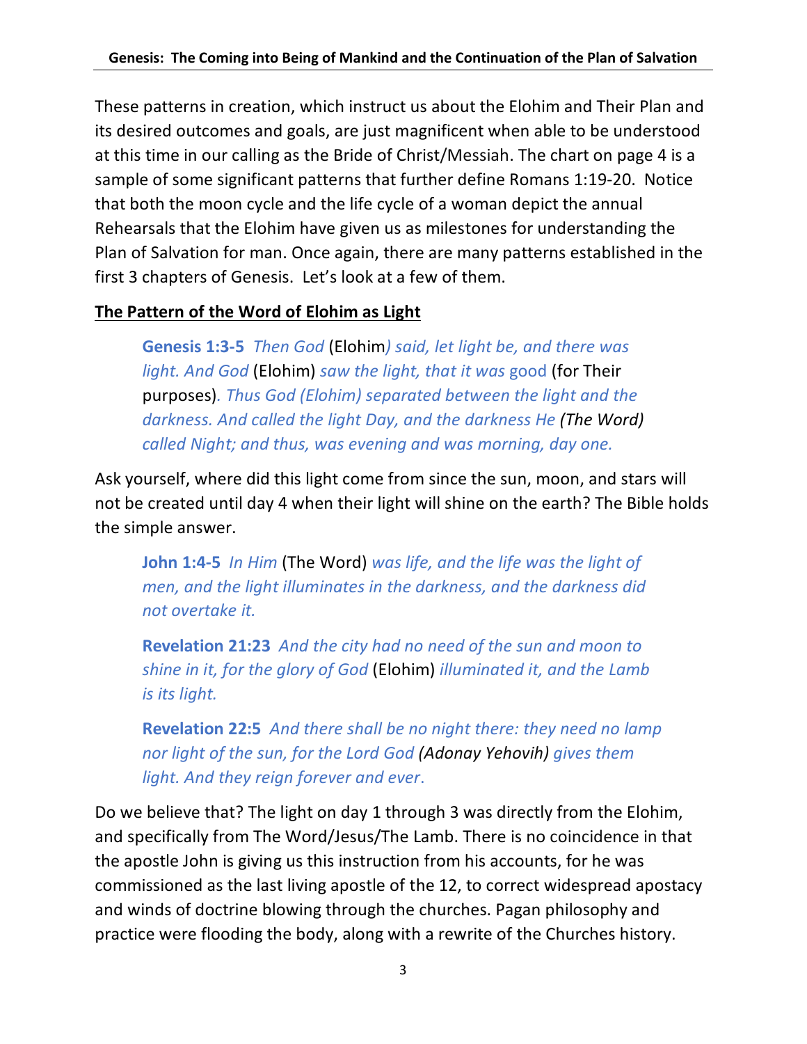These patterns in creation, which instruct us about the Elohim and Their Plan and its desired outcomes and goals, are just magnificent when able to be understood at this time in our calling as the Bride of Christ/Messiah. The chart on page 4 is a sample of some significant patterns that further define Romans 1:19-20. Notice that both the moon cycle and the life cycle of a woman depict the annual Rehearsals that the Elohim have given us as milestones for understanding the Plan of Salvation for man. Once again, there are many patterns established in the first 3 chapters of Genesis. Let's look at a few of them.

**The Pattern of the Word of Elohim as Light**

> **Genesis 1:3-5** *Then God* (Elohim*) said, let light be, and there was light. And God* (Elohim) *saw the light, that it was* good (for Their purposes)*. Thus God (Elohim) separated between the light and the darkness. And called the light Day, and the darkness He* *(The Word)* *called Night; and thus, was evening and was morning, day one.*

Ask yourself, where did this light come from since the sun, moon, and stars will not be created until day 4 when their light will shine on the earth? The Bible holds the simple answer.

> **John 1:4-5** *In Him* (The Word) *was life, and the life was the light of men, and the light illuminates in the darkness, and the darkness did not overtake it.*

> **Revelation 21:23** *And the city had no need of the sun and moon to shine in it, for the glory of God* (Elohim) *illuminated it, and the Lamb is its light.*

> **Revelation 22:5** *And there shall be no night there: they need no lamp nor light of the sun, for the Lord God (Adonay Yehovih) gives them light. And they reign forever and ever.*

Do we believe that? The light on day 1 through 3 was directly from the Elohim, and specifically from The Word/Jesus/The Lamb. There is no coincidence in that the apostle John is giving us this instruction from his accounts, for he was commissioned as the last living apostle of the 12, to correct widespread apostacy and winds of doctrine blowing through the churches. Pagan philosophy and practice were flooding the body, along with a rewrite of the Churches history.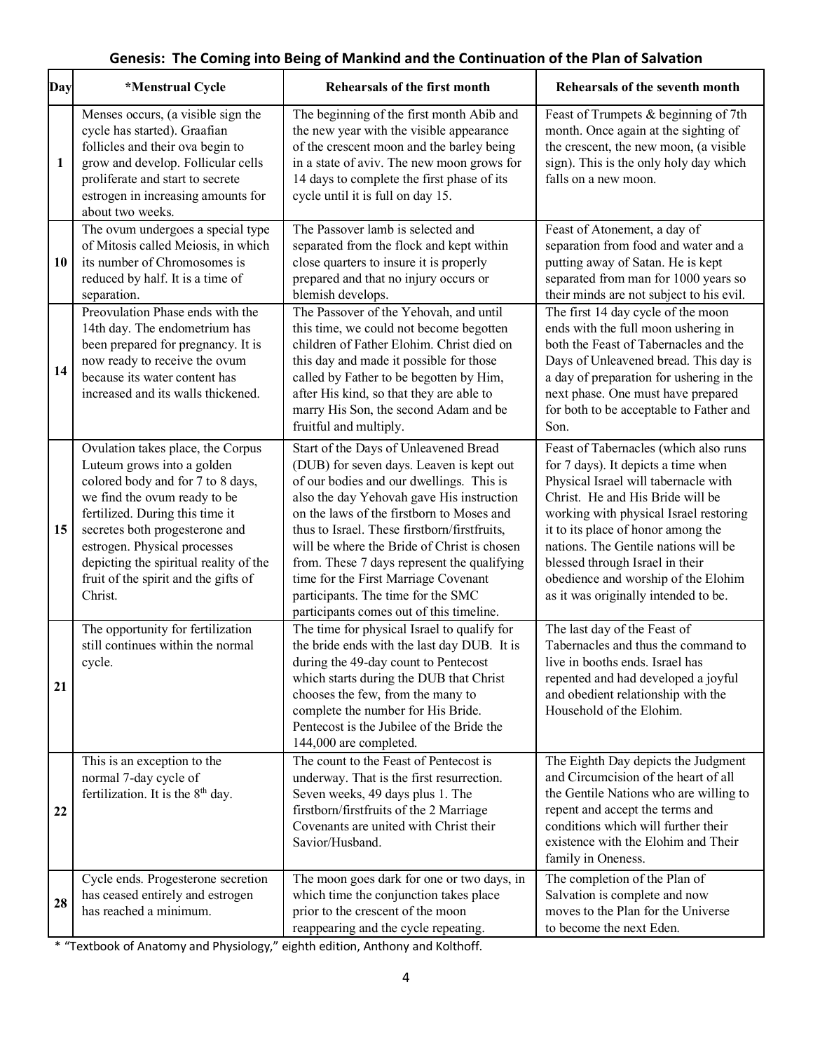## Genesis: The Coming into Being of Mankind and the Continuation of the Plan of Salvation

| Day | *Menstrual Cycle | Rehearsals of the first month | Rehearsals of the seventh month |
|---|---|---|---|
| 1 | Menses occurs, (a visible sign the cycle has started). Graafian follicles and their ova begin to grow and develop. Follicular cells proliferate and start to secrete estrogen in increasing amounts for about two weeks. | The beginning of the first month Abib and the new year with the visible appearance of the crescent moon and the barley being in a state of aviv. The new moon grows for 14 days to complete the first phase of its cycle until it is full on day 15. | Feast of Trumpets & beginning of 7th month. Once again at the sighting of the crescent, the new moon, (a visible sign). This is the only holy day which falls on a new moon. |
| 10 | The ovum undergoes a special type of Mitosis called Meiosis, in which its number of Chromosomes is reduced by half. It is a time of separation. | The Passover lamb is selected and separated from the flock and kept within close quarters to insure it is properly prepared and that no injury occurs or blemish develops. | Feast of Atonement, a day of separation from food and water and a putting away of Satan. He is kept separated from man for 1000 years so their minds are not subject to his evil. |
| 14 | Preovulation Phase ends with the 14th day. The endometrium has been prepared for pregnancy. It is now ready to receive the ovum because its water content has increased and its walls thickened. | The Passover of the Yehovah, and until this time, we could not become begotten children of Father Elohim. Christ died on this day and made it possible for those called by Father to be begotten by Him, after His kind, so that they are able to marry His Son, the second Adam and be fruitful and multiply. | The first 14 day cycle of the moon ends with the full moon ushering in both the Feast of Tabernacles and the Days of Unleavened bread. This day is a day of preparation for ushering in the next phase. One must have prepared for both to be acceptable to Father and Son. |
| 15 | Ovulation takes place, the Corpus Luteum grows into a golden colored body and for 7 to 8 days, we find the ovum ready to be fertilized. During this time it secretes both progesterone and estrogen. Physical processes depicting the spiritual reality of the fruit of the spirit and the gifts of Christ. | Start of the Days of Unleavened Bread (DUB) for seven days. Leaven is kept out of our bodies and our dwellings. This is also the day Yehovah gave His instruction on the laws of the firstborn to Moses and thus to Israel. These firstborn/firstfruits, will be where the Bride of Christ is chosen from. These 7 days represent the qualifying time for the First Marriage Covenant participants. The time for the SMC participants comes out of this timeline. | Feast of Tabernacles (which also runs for 7 days). It depicts a time when Physical Israel will tabernacle with Christ. He and His Bride will be working with physical Israel restoring it to its place of honor among the nations. The Gentile nations will be blessed through Israel in their obedience and worship of the Elohim as it was originally intended to be. |
| 21 | The opportunity for fertilization still continues within the normal cycle. | The time for physical Israel to qualify for the bride ends with the last day DUB. It is during the 49-day count to Pentecost which starts during the DUB that Christ chooses the few, from the many to complete the number for His Bride. Pentecost is the Jubilee of the Bride the 144,000 are completed. | The last day of the Feast of Tabernacles and thus the command to live in booths ends. Israel has repented and had developed a joyful and obedient relationship with the Household of the Elohim. |
| 22 | This is an exception to the normal 7-day cycle of fertilization. It is the 8th day. | The count to the Feast of Pentecost is underway. That is the first resurrection. Seven weeks, 49 days plus 1. The firstborn/firstfruits of the 2 Marriage Covenants are united with Christ their Savior/Husband. | The Eighth Day depicts the Judgment and Circumcision of the heart of all the Gentile Nations who are willing to repent and accept the terms and conditions which will further their existence with the Elohim and Their family in Oneness. |
| 28 | Cycle ends. Progesterone secretion has ceased entirely and estrogen has reached a minimum. | The moon goes dark for one or two days, in which time the conjunction takes place prior to the crescent of the moon reappearing and the cycle repeating. | The completion of the Plan of Salvation is complete and now moves to the Plan for the Universe to become the next Eden. |

* "Textbook of Anatomy and Physiology," eighth edition, Anthony and Kolthoff.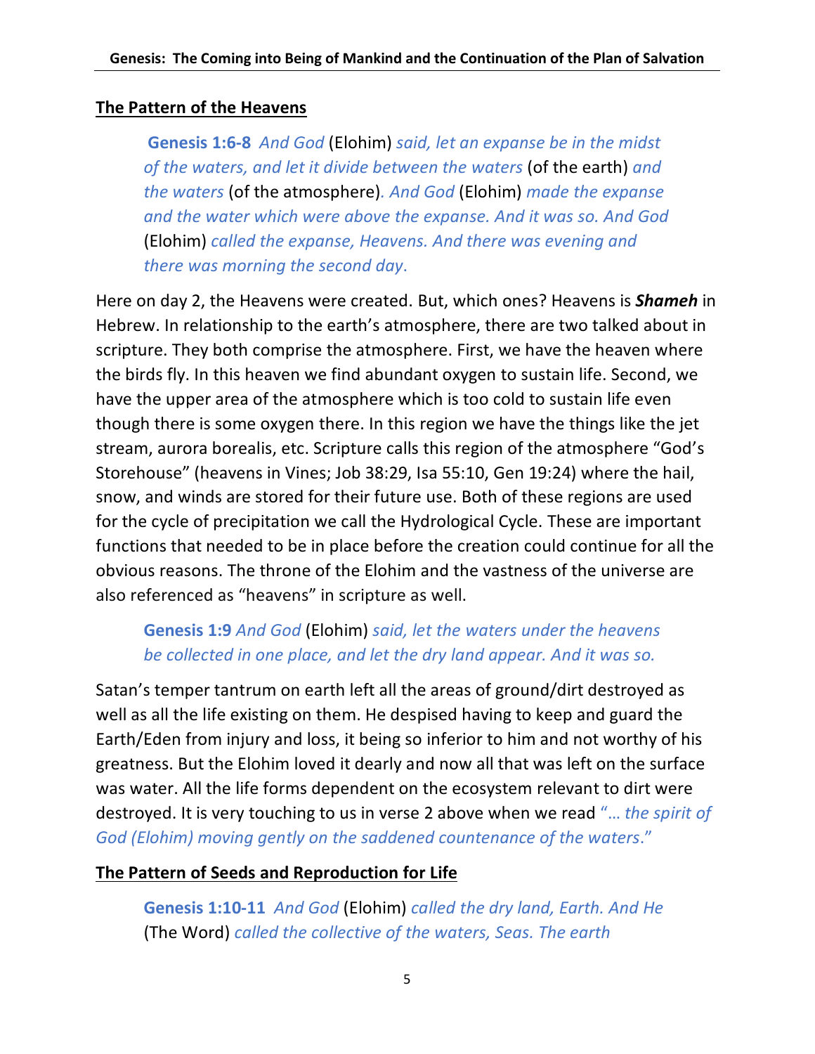## The Pattern of the Heavens

> **Genesis 1:6-8** *And God* (Elohim) *said, let an expanse be in the midst of the waters, and let it divide between the waters* (of the earth) *and the waters* (of the atmosphere). *And God* (Elohim) *made the expanse and the water which were above the expanse. And it was so. And God* (Elohim) *called the expanse, Heavens. And there was evening and there was morning the second day.*

Here on day 2, the Heavens were created. But, which ones? Heavens is ***Shameh*** in Hebrew. In relationship to the earth's atmosphere, there are two talked about in scripture. They both comprise the atmosphere. First, we have the heaven where the birds fly. In this heaven we find abundant oxygen to sustain life. Second, we have the upper area of the atmosphere which is too cold to sustain life even though there is some oxygen there. In this region we have the things like the jet stream, aurora borealis, etc. Scripture calls this region of the atmosphere "God's Storehouse" (heavens in Vines; Job 38:29, Isa 55:10, Gen 19:24) where the hail, snow, and winds are stored for their future use. Both of these regions are used for the cycle of precipitation we call the Hydrological Cycle. These are important functions that needed to be in place before the creation could continue for all the obvious reasons. The throne of the Elohim and the vastness of the universe are also referenced as "heavens" in scripture as well.

> **Genesis 1:9** *And God* (Elohim) *said, let the waters under the heavens be collected in one place, and let the dry land appear. And it was so.*

Satan's temper tantrum on earth left all the areas of ground/dirt destroyed as well as all the life existing on them. He despised having to keep and guard the Earth/Eden from injury and loss, it being so inferior to him and not worthy of his greatness. But the Elohim loved it dearly and now all that was left on the surface was water. All the life forms dependent on the ecosystem relevant to dirt were destroyed. It is very touching to us in verse 2 above when we read "*… the spirit of God (Elohim) moving gently on the saddened countenance of the waters*."

## The Pattern of Seeds and Reproduction for Life

> **Genesis 1:10-11** *And God* (Elohim) *called the dry land, Earth. And He* (The Word) *called the collective of the waters, Seas. The earth*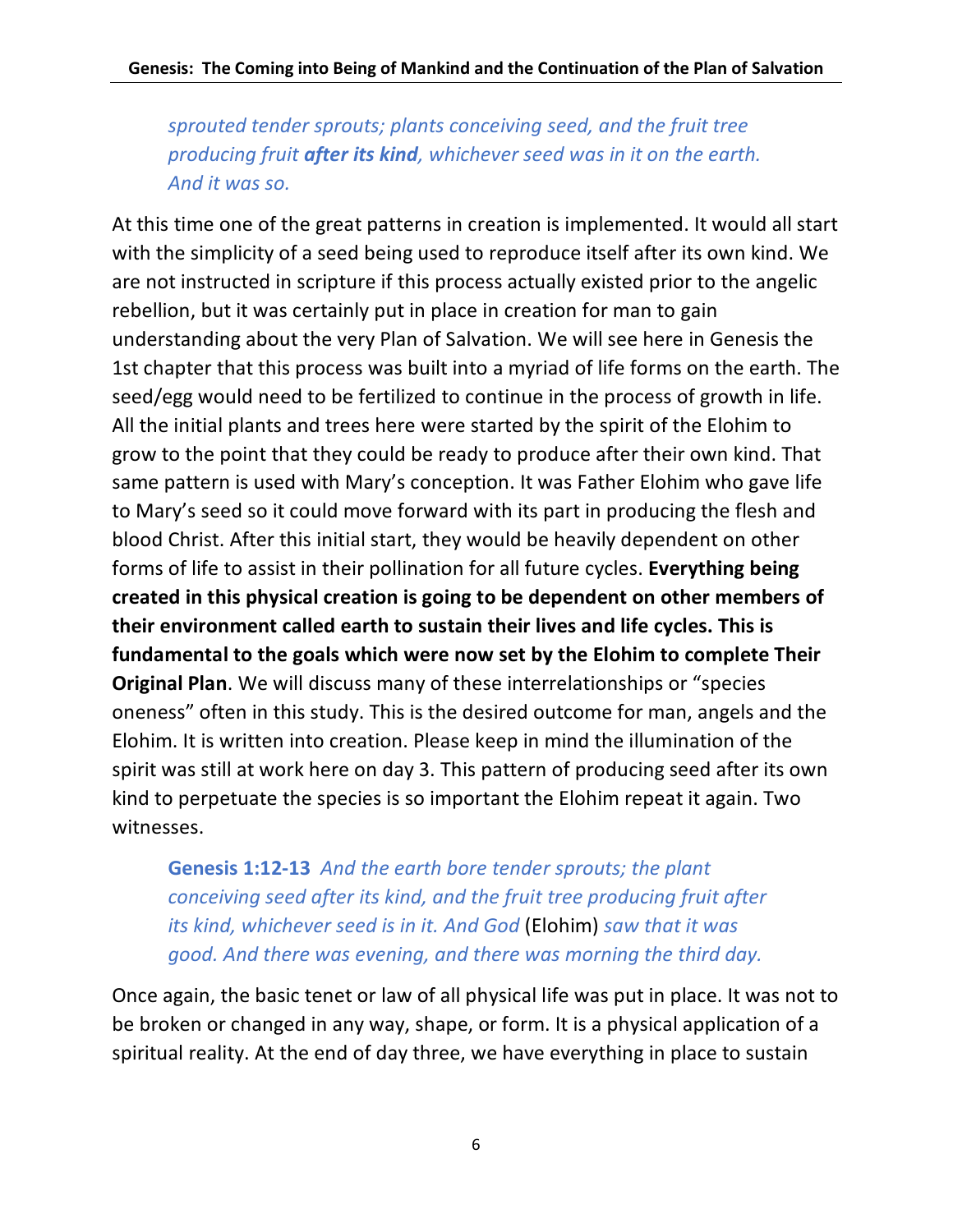*sprouted tender sprouts; plants conceiving seed, and the fruit tree producing fruit* ***after its kind****, whichever seed was in it on the earth. And it was so.*

At this time one of the great patterns in creation is implemented. It would all start with the simplicity of a seed being used to reproduce itself after its own kind. We are not instructed in scripture if this process actually existed prior to the angelic rebellion, but it was certainly put in place in creation for man to gain understanding about the very Plan of Salvation. We will see here in Genesis the 1st chapter that this process was built into a myriad of life forms on the earth. The seed/egg would need to be fertilized to continue in the process of growth in life. All the initial plants and trees here were started by the spirit of the Elohim to grow to the point that they could be ready to produce after their own kind. That same pattern is used with Mary's conception. It was Father Elohim who gave life to Mary's seed so it could move forward with its part in producing the flesh and blood Christ. After this initial start, they would be heavily dependent on other forms of life to assist in their pollination for all future cycles. **Everything being created in this physical creation is going to be dependent on other members of their environment called earth to sustain their lives and life cycles. This is fundamental to the goals which were now set by the Elohim to complete Their Original Plan**. We will discuss many of these interrelationships or "species oneness" often in this study. This is the desired outcome for man, angels and the Elohim. It is written into creation. Please keep in mind the illumination of the spirit was still at work here on day 3. This pattern of producing seed after its own kind to perpetuate the species is so important the Elohim repeat it again. Two witnesses.

> **Genesis 1:12-13** *And the earth bore tender sprouts; the plant conceiving seed after its kind, and the fruit tree producing fruit after its kind, whichever seed is in it. And God* (Elohim) *saw that it was good. And there was evening, and there was morning the third day.*

Once again, the basic tenet or law of all physical life was put in place. It was not to be broken or changed in any way, shape, or form. It is a physical application of a spiritual reality. At the end of day three, we have everything in place to sustain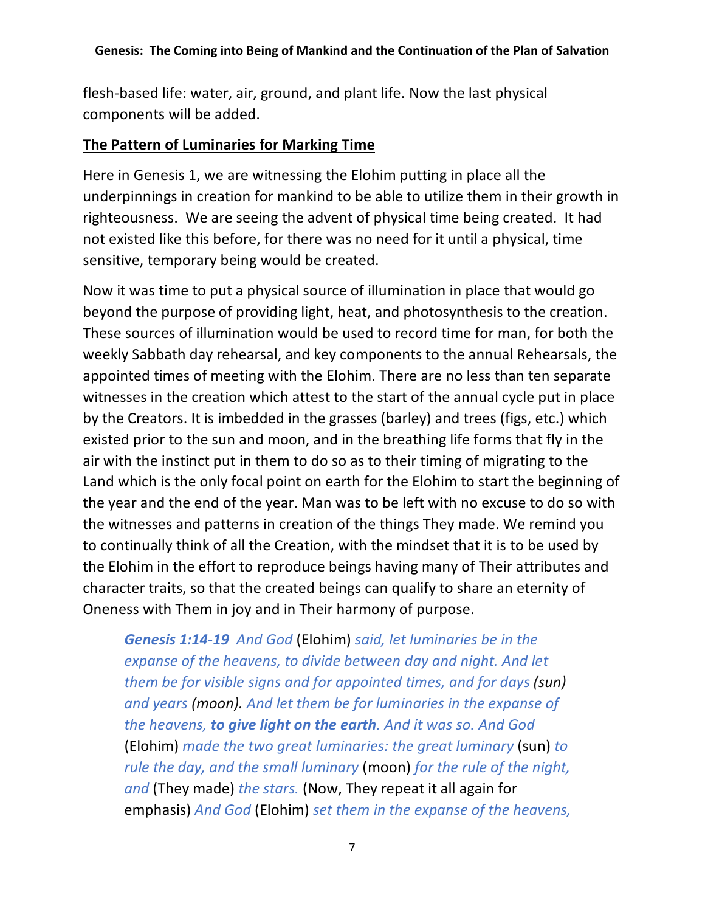flesh-based life: water, air, ground, and plant life. Now the last physical components will be added.

**The Pattern of Luminaries for Marking Time**

Here in Genesis 1, we are witnessing the Elohim putting in place all the underpinnings in creation for mankind to be able to utilize them in their growth in righteousness. We are seeing the advent of physical time being created. It had not existed like this before, for there was no need for it until a physical, time sensitive, temporary being would be created.

Now it was time to put a physical source of illumination in place that would go beyond the purpose of providing light, heat, and photosynthesis to the creation. These sources of illumination would be used to record time for man, for both the weekly Sabbath day rehearsal, and key components to the annual Rehearsals, the appointed times of meeting with the Elohim. There are no less than ten separate witnesses in the creation which attest to the start of the annual cycle put in place by the Creators. It is imbedded in the grasses (barley) and trees (figs, etc.) which existed prior to the sun and moon, and in the breathing life forms that fly in the air with the instinct put in them to do so as to their timing of migrating to the Land which is the only focal point on earth for the Elohim to start the beginning of the year and the end of the year. Man was to be left with no excuse to do so with the witnesses and patterns in creation of the things They made. We remind you to continually think of all the Creation, with the mindset that it is to be used by the Elohim in the effort to reproduce beings having many of Their attributes and character traits, so that the created beings can qualify to share an eternity of Oneness with Them in joy and in Their harmony of purpose.

> ***Genesis 1:14-19*** *And God* (Elohim) *said, let luminaries be in the expanse of the heavens, to divide between day and night. And let them be for visible signs and for appointed times, and for days (sun) and years (moon). And let them be for luminaries in the expanse of the heavens, **to give light on the earth**. And it was so. And God* (Elohim) *made the two great luminaries: the great luminary* (sun) *to rule the day, and the small luminary* (moon) *for the rule of the night, and* (They made) *the stars.* (Now, They repeat it all again for emphasis) *And God* (Elohim) *set them in the expanse of the heavens,*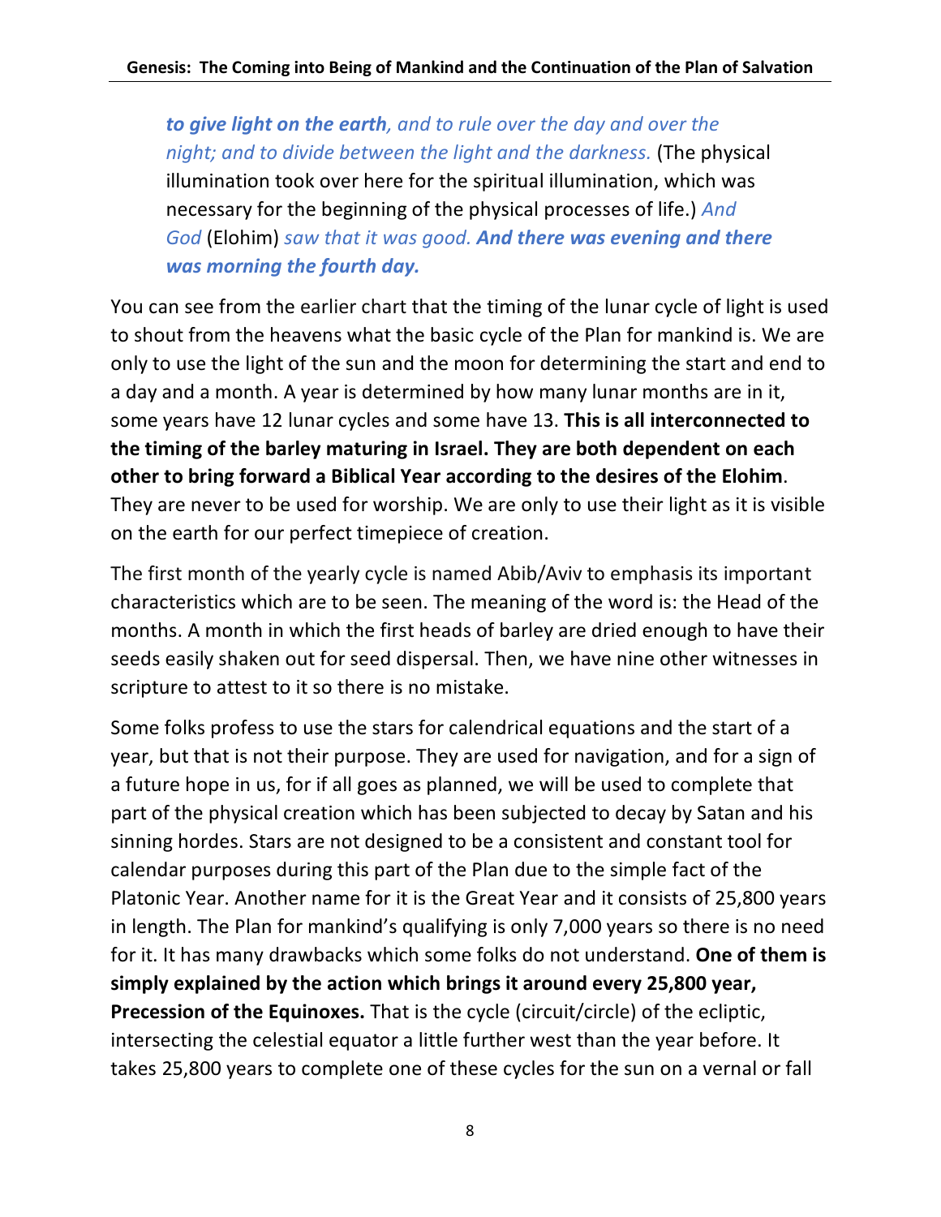> ***to give light on the earth**, and to rule over the day and over the night; and to divide between the light and the darkness.* (The physical illumination took over here for the spiritual illumination, which was necessary for the beginning of the physical processes of life.) *And God* (Elohim) *saw that it was good.* ***And there was evening and there was morning the fourth day.***

You can see from the earlier chart that the timing of the lunar cycle of light is used to shout from the heavens what the basic cycle of the Plan for mankind is. We are only to use the light of the sun and the moon for determining the start and end to a day and a month. A year is determined by how many lunar months are in it, some years have 12 lunar cycles and some have 13. **This is all interconnected to the timing of the barley maturing in Israel. They are both dependent on each other to bring forward a Biblical Year according to the desires of the Elohim**. They are never to be used for worship. We are only to use their light as it is visible on the earth for our perfect timepiece of creation.

The first month of the yearly cycle is named Abib/Aviv to emphasis its important characteristics which are to be seen. The meaning of the word is: the Head of the months. A month in which the first heads of barley are dried enough to have their seeds easily shaken out for seed dispersal. Then, we have nine other witnesses in scripture to attest to it so there is no mistake.

Some folks profess to use the stars for calendrical equations and the start of a year, but that is not their purpose. They are used for navigation, and for a sign of a future hope in us, for if all goes as planned, we will be used to complete that part of the physical creation which has been subjected to decay by Satan and his sinning hordes. Stars are not designed to be a consistent and constant tool for calendar purposes during this part of the Plan due to the simple fact of the Platonic Year. Another name for it is the Great Year and it consists of 25,800 years in length. The Plan for mankind's qualifying is only 7,000 years so there is no need for it. It has many drawbacks which some folks do not understand. **One of them is simply explained by the action which brings it around every 25,800 year, Precession of the Equinoxes.** That is the cycle (circuit/circle) of the ecliptic, intersecting the celestial equator a little further west than the year before. It takes 25,800 years to complete one of these cycles for the sun on a vernal or fall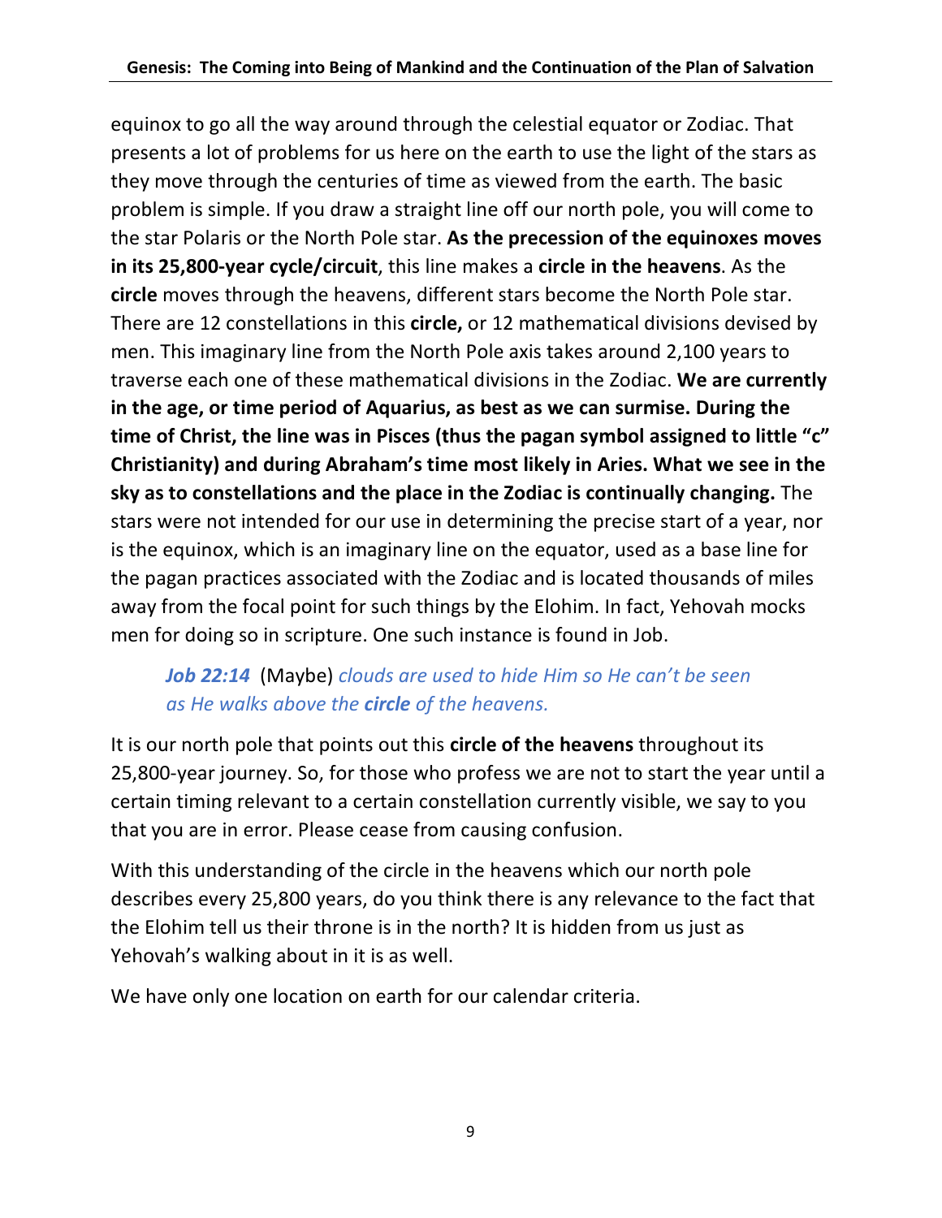equinox to go all the way around through the celestial equator or Zodiac. That presents a lot of problems for us here on the earth to use the light of the stars as they move through the centuries of time as viewed from the earth. The basic problem is simple. If you draw a straight line off our north pole, you will come to the star Polaris or the North Pole star. **As the precession of the equinoxes moves in its 25,800-year cycle/circuit**, this line makes a **circle in the heavens**. As the **circle** moves through the heavens, different stars become the North Pole star. There are 12 constellations in this **circle,** or 12 mathematical divisions devised by men. This imaginary line from the North Pole axis takes around 2,100 years to traverse each one of these mathematical divisions in the Zodiac. **We are currently in the age, or time period of Aquarius, as best as we can surmise. During the time of Christ, the line was in Pisces (thus the pagan symbol assigned to little "c" Christianity) and during Abraham's time most likely in Aries. What we see in the sky as to constellations and the place in the Zodiac is continually changing.** The stars were not intended for our use in determining the precise start of a year, nor is the equinox, which is an imaginary line on the equator, used as a base line for the pagan practices associated with the Zodiac and is located thousands of miles away from the focal point for such things by the Elohim. In fact, Yehovah mocks men for doing so in scripture. One such instance is found in Job.

> ***Job 22:14*** (Maybe) *clouds are used to hide Him so He can't be seen as He walks above the* ***circle*** *of the heavens.*

It is our north pole that points out this **circle of the heavens** throughout its 25,800-year journey. So, for those who profess we are not to start the year until a certain timing relevant to a certain constellation currently visible, we say to you that you are in error. Please cease from causing confusion.

With this understanding of the circle in the heavens which our north pole describes every 25,800 years, do you think there is any relevance to the fact that the Elohim tell us their throne is in the north? It is hidden from us just as Yehovah's walking about in it is as well.

We have only one location on earth for our calendar criteria.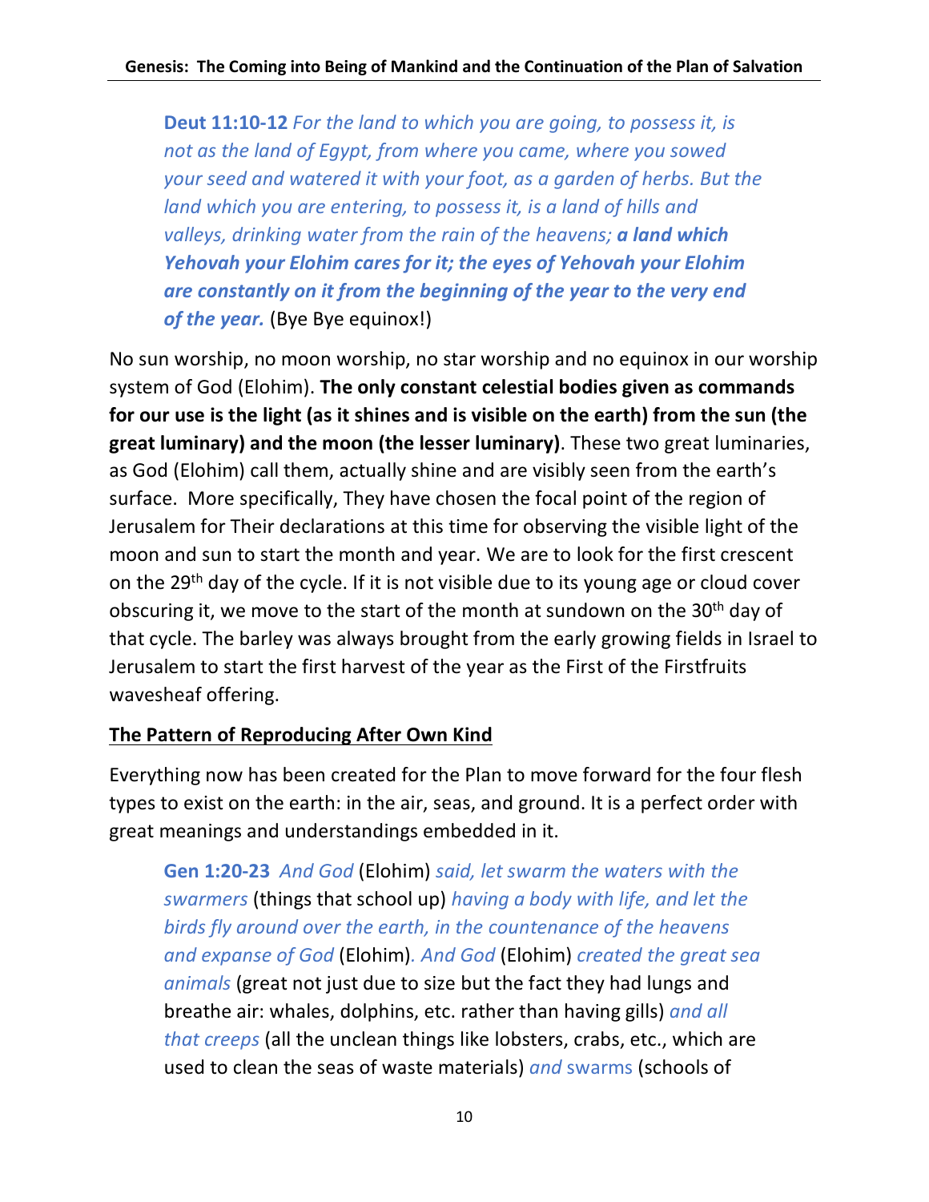**Deut 11:10-12** *For the land to which you are going, to possess it, is not as the land of Egypt, from where you came, where you sowed your seed and watered it with your foot, as a garden of herbs. But the land which you are entering, to possess it, is a land of hills and valleys, drinking water from the rain of the heavens;* ***a land which Yehovah your Elohim cares for it; the eyes of Yehovah your Elohim are constantly on it from the beginning of the year to the very end of the year.*** (Bye Bye equinox!)

No sun worship, no moon worship, no star worship and no equinox in our worship system of God (Elohim). **The only constant celestial bodies given as commands for our use is the light (as it shines and is visible on the earth) from the sun (the great luminary) and the moon (the lesser luminary)**. These two great luminaries, as God (Elohim) call them, actually shine and are visibly seen from the earth's surface. More specifically, They have chosen the focal point of the region of Jerusalem for Their declarations at this time for observing the visible light of the moon and sun to start the month and year. We are to look for the first crescent on the 29th day of the cycle. If it is not visible due to its young age or cloud cover obscuring it, we move to the start of the month at sundown on the 30th day of that cycle. The barley was always brought from the early growing fields in Israel to Jerusalem to start the first harvest of the year as the First of the Firstfruits wavesheaf offering.

## The Pattern of Reproducing After Own Kind

Everything now has been created for the Plan to move forward for the four flesh types to exist on the earth: in the air, seas, and ground. It is a perfect order with great meanings and understandings embedded in it.

**Gen 1:20-23** *And God* (Elohim) *said, let swarm the waters with the swarmers* (things that school up) *having a body with life, and let the birds fly around over the earth, in the countenance of the heavens and expanse of God* (Elohim). *And God* (Elohim) *created the great sea animals* (great not just due to size but the fact they had lungs and breathe air: whales, dolphins, etc. rather than having gills) *and all that creeps* (all the unclean things like lobsters, crabs, etc., which are used to clean the seas of waste materials) *and* swarms (schools of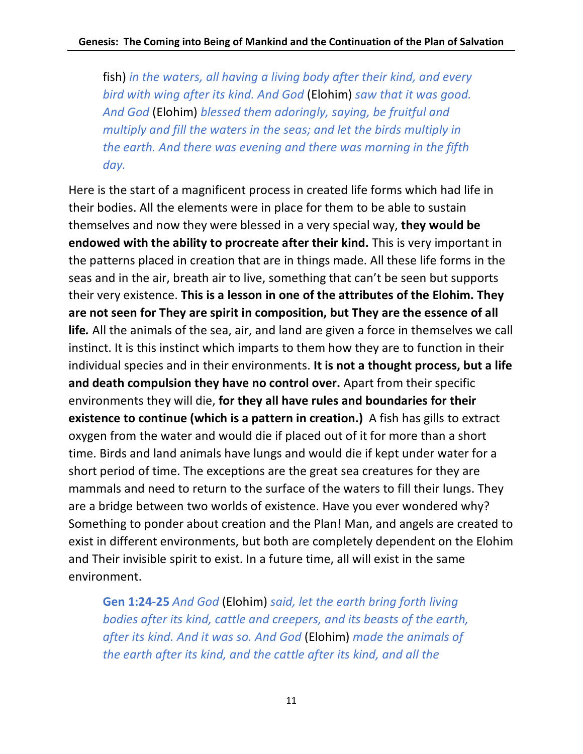> fish) *in the waters, all having a living body after their kind, and every bird with wing after its kind. And God* (Elohim) *saw that it was good. And God* (Elohim) *blessed them adoringly, saying, be fruitful and multiply and fill the waters in the seas; and let the birds multiply in the earth. And there was evening and there was morning in the fifth day.*

Here is the start of a magnificent process in created life forms which had life in their bodies. All the elements were in place for them to be able to sustain themselves and now they were blessed in a very special way, **they would be endowed with the ability to procreate after their kind.** This is very important in the patterns placed in creation that are in things made. All these life forms in the seas and in the air, breath air to live, something that can't be seen but supports their very existence. **This is a lesson in one of the attributes of the Elohim. They are not seen for They are spirit in composition, but They are the essence of all life.** All the animals of the sea, air, and land are given a force in themselves we call instinct. It is this instinct which imparts to them how they are to function in their individual species and in their environments. **It is not a thought process, but a life and death compulsion they have no control over.** Apart from their specific environments they will die, **for they all have rules and boundaries for their existence to continue (which is a pattern in creation.)** A fish has gills to extract oxygen from the water and would die if placed out of it for more than a short time. Birds and land animals have lungs and would die if kept under water for a short period of time. The exceptions are the great sea creatures for they are mammals and need to return to the surface of the waters to fill their lungs. They are a bridge between two worlds of existence. Have you ever wondered why? Something to ponder about creation and the Plan! Man, and angels are created to exist in different environments, but both are completely dependent on the Elohim and Their invisible spirit to exist. In a future time, all will exist in the same environment.

> **Gen 1:24-25** *And God* (Elohim) *said, let the earth bring forth living bodies after its kind, cattle and creepers, and its beasts of the earth, after its kind. And it was so. And God* (Elohim) *made the animals of the earth after its kind, and the cattle after its kind, and all the*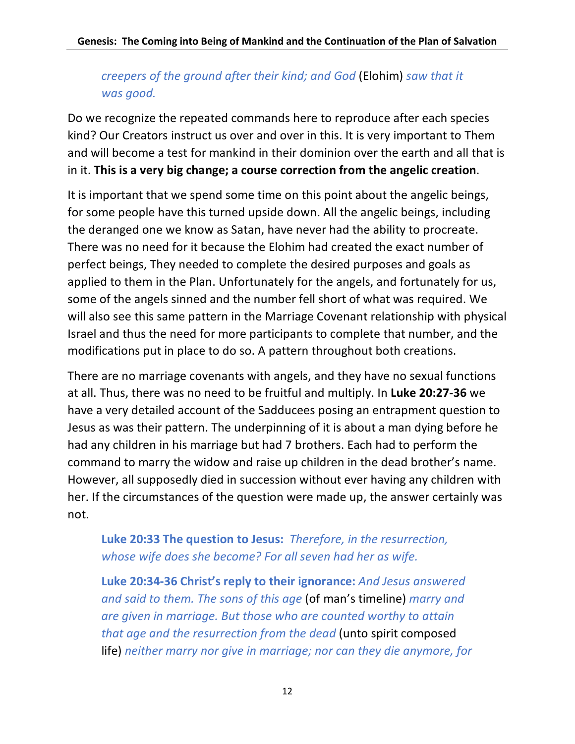*creepers of the ground after their kind; and God* (Elohim) *saw that it was good.*

Do we recognize the repeated commands here to reproduce after each species kind? Our Creators instruct us over and over in this. It is very important to Them and will become a test for mankind in their dominion over the earth and all that is in it. **This is a very big change; a course correction from the angelic creation**.

It is important that we spend some time on this point about the angelic beings, for some people have this turned upside down. All the angelic beings, including the deranged one we know as Satan, have never had the ability to procreate. There was no need for it because the Elohim had created the exact number of perfect beings, They needed to complete the desired purposes and goals as applied to them in the Plan. Unfortunately for the angels, and fortunately for us, some of the angels sinned and the number fell short of what was required. We will also see this same pattern in the Marriage Covenant relationship with physical Israel and thus the need for more participants to complete that number, and the modifications put in place to do so. A pattern throughout both creations.

There are no marriage covenants with angels, and they have no sexual functions at all. Thus, there was no need to be fruitful and multiply. In **Luke 20:27-36** we have a very detailed account of the Sadducees posing an entrapment question to Jesus as was their pattern. The underpinning of it is about a man dying before he had any children in his marriage but had 7 brothers. Each had to perform the command to marry the widow and raise up children in the dead brother's name. However, all supposedly died in succession without ever having any children with her. If the circumstances of the question were made up, the answer certainly was not.

> **Luke 20:33 The question to Jesus:** *Therefore, in the resurrection, whose wife does she become? For all seven had her as wife.*
>
> **Luke 20:34-36 Christ's reply to their ignorance:** *And Jesus answered and said to them. The sons of this age* (of man's timeline) *marry and are given in marriage. But those who are counted worthy to attain that age and the resurrection from the dead* (unto spirit composed life) *neither marry nor give in marriage; nor can they die anymore, for*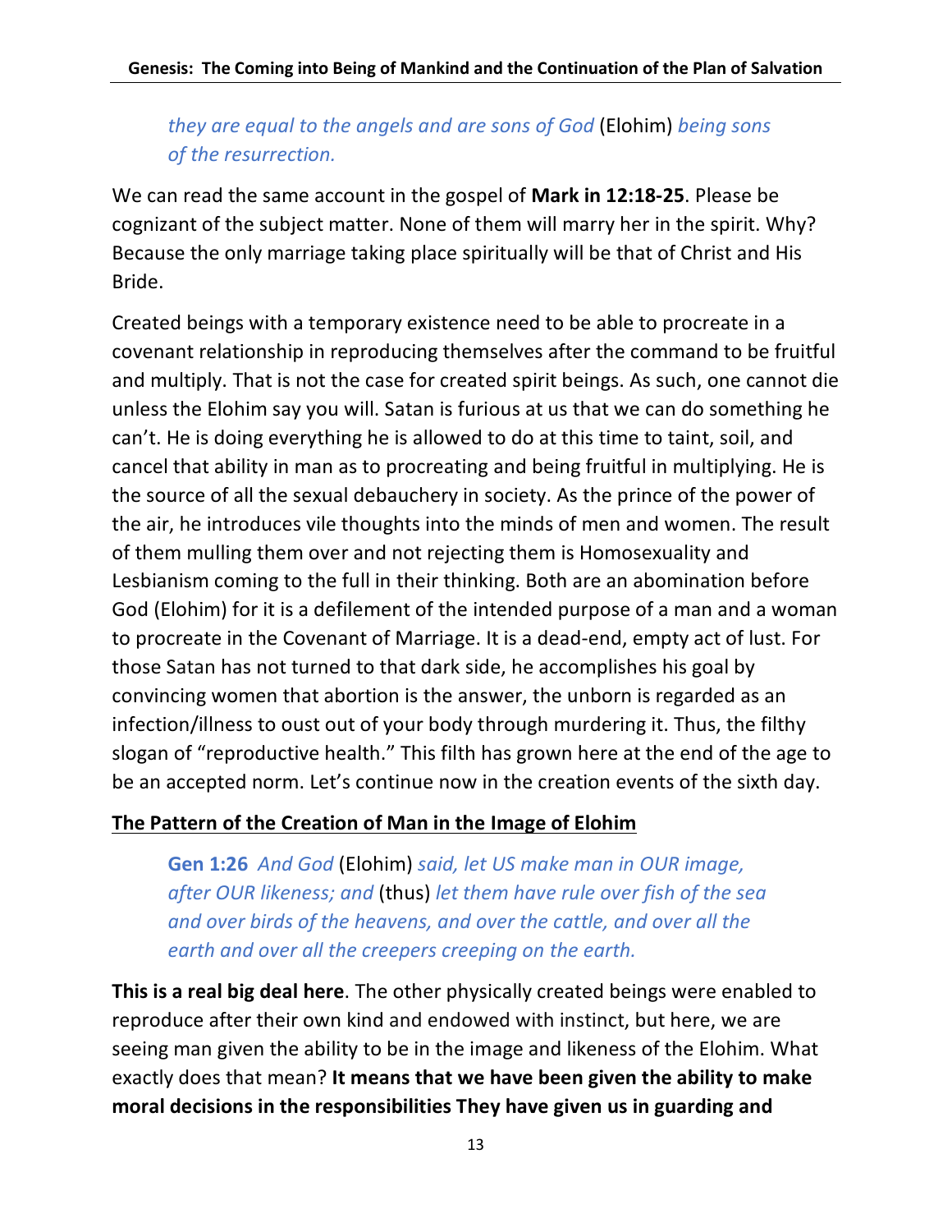*they are equal to the angels and are sons of God* (Elohim) *being sons of the resurrection.*

We can read the same account in the gospel of **Mark in 12:18-25**. Please be cognizant of the subject matter. None of them will marry her in the spirit. Why? Because the only marriage taking place spiritually will be that of Christ and His Bride.

Created beings with a temporary existence need to be able to procreate in a covenant relationship in reproducing themselves after the command to be fruitful and multiply. That is not the case for created spirit beings. As such, one cannot die unless the Elohim say you will. Satan is furious at us that we can do something he can't. He is doing everything he is allowed to do at this time to taint, soil, and cancel that ability in man as to procreating and being fruitful in multiplying. He is the source of all the sexual debauchery in society. As the prince of the power of the air, he introduces vile thoughts into the minds of men and women. The result of them mulling them over and not rejecting them is Homosexuality and Lesbianism coming to the full in their thinking. Both are an abomination before God (Elohim) for it is a defilement of the intended purpose of a man and a woman to procreate in the Covenant of Marriage. It is a dead-end, empty act of lust. For those Satan has not turned to that dark side, he accomplishes his goal by convincing women that abortion is the answer, the unborn is regarded as an infection/illness to oust out of your body through murdering it. Thus, the filthy slogan of "reproductive health." This filth has grown here at the end of the age to be an accepted norm. Let's continue now in the creation events of the sixth day.

## The Pattern of the Creation of Man in the Image of Elohim

> **Gen 1:26** *And God* (Elohim) *said, let US make man in OUR image, after OUR likeness; and* (thus) *let them have rule over fish of the sea and over birds of the heavens, and over the cattle, and over all the earth and over all the creepers creeping on the earth.*

**This is a real big deal here**. The other physically created beings were enabled to reproduce after their own kind and endowed with instinct, but here, we are seeing man given the ability to be in the image and likeness of the Elohim. What exactly does that mean? **It means that we have been given the ability to make moral decisions in the responsibilities They have given us in guarding and**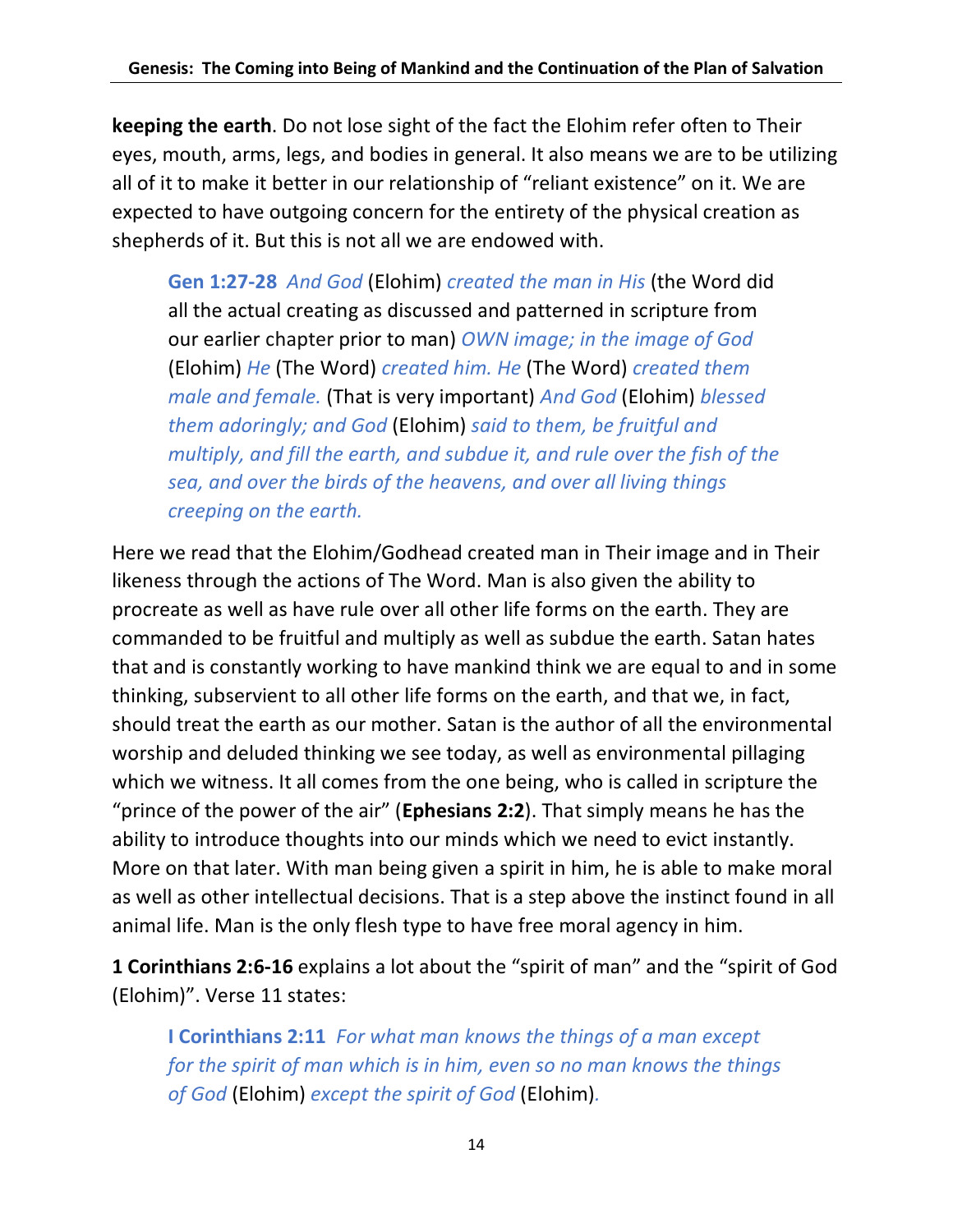**keeping the earth**. Do not lose sight of the fact the Elohim refer often to Their eyes, mouth, arms, legs, and bodies in general. It also means we are to be utilizing all of it to make it better in our relationship of "reliant existence" on it. We are expected to have outgoing concern for the entirety of the physical creation as shepherds of it. But this is not all we are endowed with.

> **Gen 1:27-28** *And God* (Elohim) *created the man in His* (the Word did all the actual creating as discussed and patterned in scripture from our earlier chapter prior to man) *OWN image; in the image of God* (Elohim) *He* (The Word) *created him. He* (The Word) *created them male and female.* (That is very important) *And God* (Elohim) *blessed them adoringly; and God* (Elohim) *said to them, be fruitful and multiply, and fill the earth, and subdue it, and rule over the fish of the sea, and over the birds of the heavens, and over all living things creeping on the earth.*

Here we read that the Elohim/Godhead created man in Their image and in Their likeness through the actions of The Word. Man is also given the ability to procreate as well as have rule over all other life forms on the earth. They are commanded to be fruitful and multiply as well as subdue the earth. Satan hates that and is constantly working to have mankind think we are equal to and in some thinking, subservient to all other life forms on the earth, and that we, in fact, should treat the earth as our mother. Satan is the author of all the environmental worship and deluded thinking we see today, as well as environmental pillaging which we witness. It all comes from the one being, who is called in scripture the "prince of the power of the air" (**Ephesians 2:2**). That simply means he has the ability to introduce thoughts into our minds which we need to evict instantly. More on that later. With man being given a spirit in him, he is able to make moral as well as other intellectual decisions. That is a step above the instinct found in all animal life. Man is the only flesh type to have free moral agency in him.

**1 Corinthians 2:6-16** explains a lot about the "spirit of man" and the "spirit of God (Elohim)". Verse 11 states:

> **I Corinthians 2:11** *For what man knows the things of a man except for the spirit of man which is in him, even so no man knows the things of God* (Elohim) *except the spirit of God* (Elohim).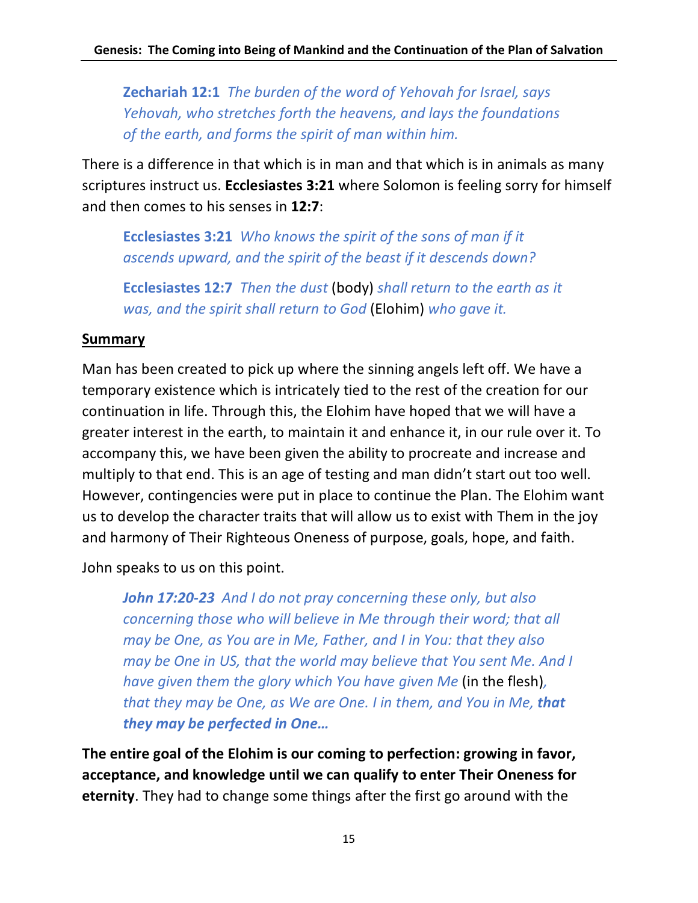> **Zechariah 12:1** *The burden of the word of Yehovah for Israel, says Yehovah, who stretches forth the heavens, and lays the foundations of the earth, and forms the spirit of man within him.*

There is a difference in that which is in man and that which is in animals as many scriptures instruct us. **Ecclesiastes 3:21** where Solomon is feeling sorry for himself and then comes to his senses in **12:7**:

> **Ecclesiastes 3:21** *Who knows the spirit of the sons of man if it ascends upward, and the spirit of the beast if it descends down?*
>
> **Ecclesiastes 12:7** *Then the dust* (body) *shall return to the earth as it was, and the spirit shall return to God* (Elohim) *who gave it.*

**Summary**

Man has been created to pick up where the sinning angels left off. We have a temporary existence which is intricately tied to the rest of the creation for our continuation in life. Through this, the Elohim have hoped that we will have a greater interest in the earth, to maintain it and enhance it, in our rule over it. To accompany this, we have been given the ability to procreate and increase and multiply to that end. This is an age of testing and man didn't start out too well. However, contingencies were put in place to continue the Plan. The Elohim want us to develop the character traits that will allow us to exist with Them in the joy and harmony of Their Righteous Oneness of purpose, goals, hope, and faith.

John speaks to us on this point.

> ***John 17:20-23*** *And I do not pray concerning these only, but also concerning those who will believe in Me through their word; that all may be One, as You are in Me, Father, and I in You: that they also may be One in US, that the world may believe that You sent Me. And I have given them the glory which You have given Me* (in the flesh)*, that they may be One, as We are One. I in them, and You in Me,* ***that they may be perfected in One…***

**The entire goal of the Elohim is our coming to perfection: growing in favor, acceptance, and knowledge until we can qualify to enter Their Oneness for eternity**. They had to change some things after the first go around with the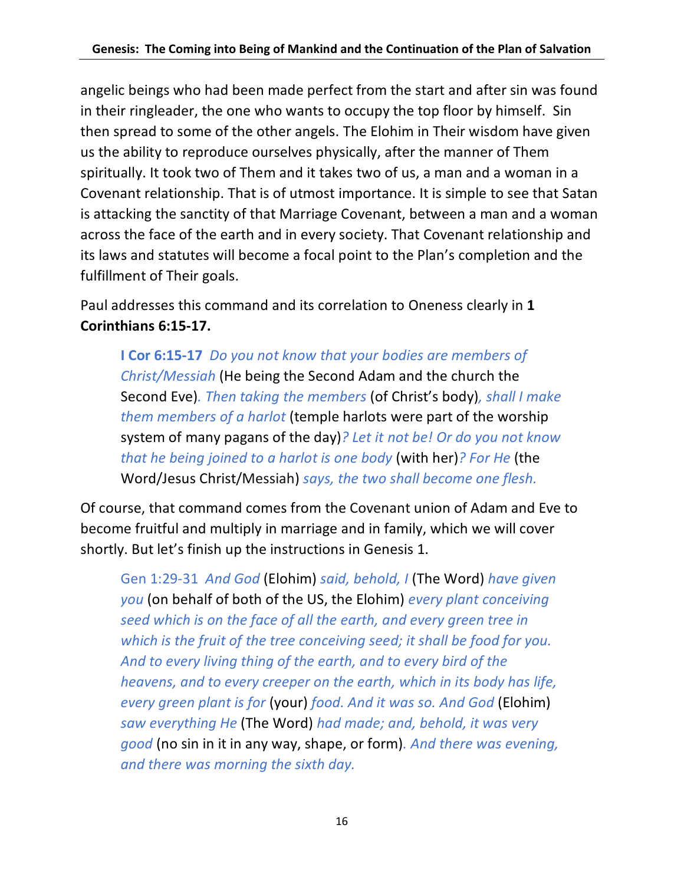angelic beings who had been made perfect from the start and after sin was found in their ringleader, the one who wants to occupy the top floor by himself. Sin then spread to some of the other angels. The Elohim in Their wisdom have given us the ability to reproduce ourselves physically, after the manner of Them spiritually. It took two of Them and it takes two of us, a man and a woman in a Covenant relationship. That is of utmost importance. It is simple to see that Satan is attacking the sanctity of that Marriage Covenant, between a man and a woman across the face of the earth and in every society. That Covenant relationship and its laws and statutes will become a focal point to the Plan's completion and the fulfillment of Their goals.

Paul addresses this command and its correlation to Oneness clearly in **1 Corinthians 6:15-17.**

> **I Cor 6:15-17** *Do you not know that your bodies are members of Christ/Messiah* (He being the Second Adam and the church the Second Eve)*. Then taking the members* (of Christ's body)*, shall I make them members of a harlot* (temple harlots were part of the worship system of many pagans of the day)*? Let it not be! Or do you not know that he being joined to a harlot is one body* (with her)*? For He* (the Word/Jesus Christ/Messiah) *says, the two shall become one flesh.*

Of course, that command comes from the Covenant union of Adam and Eve to become fruitful and multiply in marriage and in family, which we will cover shortly. But let's finish up the instructions in Genesis 1.

> Gen 1:29-31 *And God* (Elohim) *said, behold, I* (The Word) *have given you* (on behalf of both of the US, the Elohim) *every plant conceiving seed which is on the face of all the earth, and every green tree in which is the fruit of the tree conceiving seed; it shall be food for you. And to every living thing of the earth, and to every bird of the heavens, and to every creeper on the earth, which in its body has life, every green plant is for* (your) *food. And it was so. And God* (Elohim) *saw everything He* (The Word) *had made; and, behold, it was very good* (no sin in it in any way, shape, or form)*. And there was evening, and there was morning the sixth day.*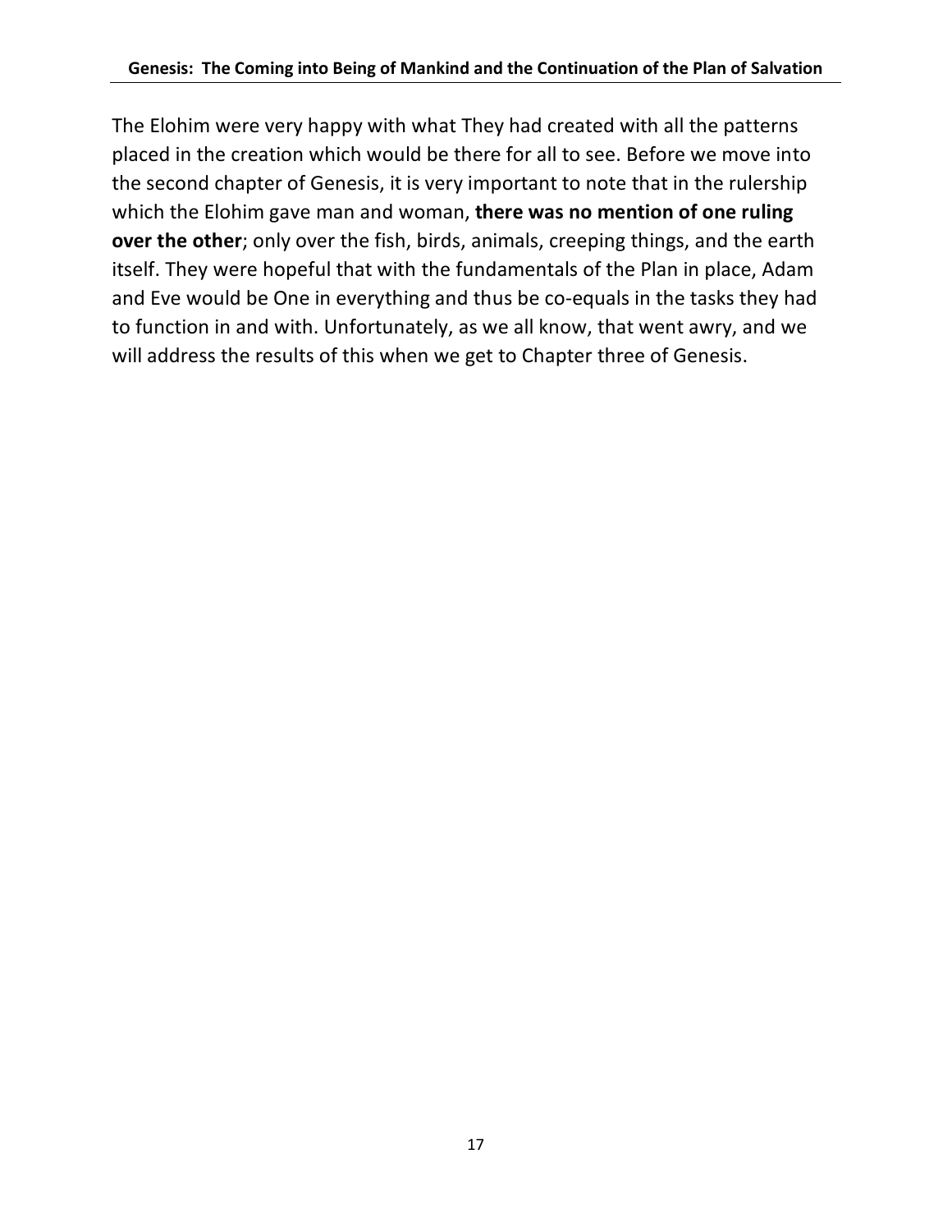The Elohim were very happy with what They had created with all the patterns placed in the creation which would be there for all to see. Before we move into the second chapter of Genesis, it is very important to note that in the rulership which the Elohim gave man and woman, **there was no mention of one ruling over the other**; only over the fish, birds, animals, creeping things, and the earth itself. They were hopeful that with the fundamentals of the Plan in place, Adam and Eve would be One in everything and thus be co-equals in the tasks they had to function in and with. Unfortunately, as we all know, that went awry, and we will address the results of this when we get to Chapter three of Genesis.